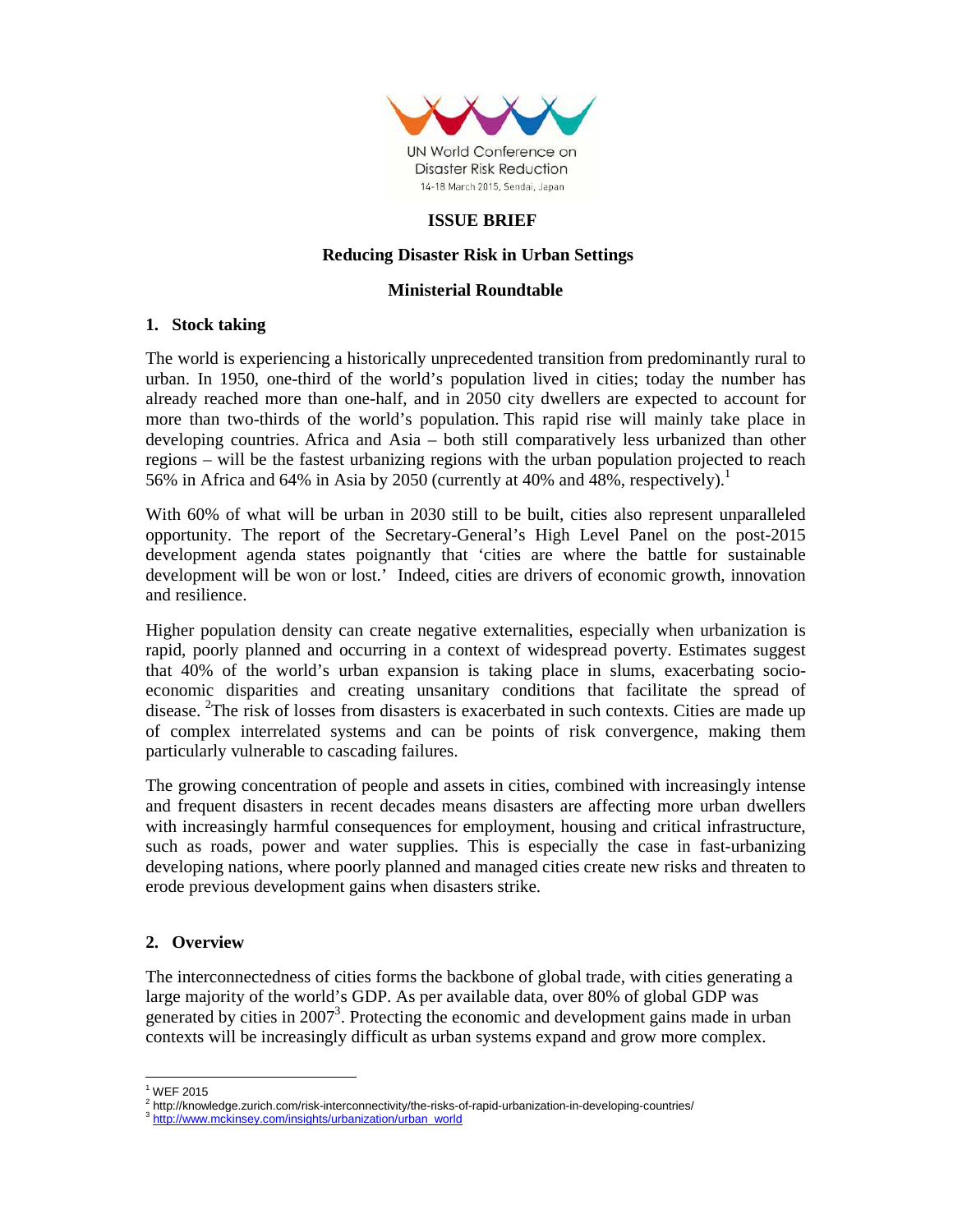UN World Conference on Disaster Risk Reduction
14-18 March 2015, Sendai, Japan

# ISSUE BRIEF

## Reducing Disaster Risk in Urban Settings

## Ministerial Roundtable

### 1. Stock taking

The world is experiencing a historically unprecedented transition from predominantly rural to urban. In 1950, one-third of the world's population lived in cities; today the number has already reached more than one-half, and in 2050 city dwellers are expected to account for more than two-thirds of the world's population. This rapid rise will mainly take place in developing countries. Africa and Asia – both still comparatively less urbanized than other regions – will be the fastest urbanizing regions with the urban population projected to reach 56% in Africa and 64% in Asia by 2050 (currently at 40% and 48%, respectively).[1]

With 60% of what will be urban in 2030 still to be built, cities also represent unparalleled opportunity. The report of the Secretary-General's High Level Panel on the post-2015 development agenda states poignantly that 'cities are where the battle for sustainable development will be won or lost.' Indeed, cities are drivers of economic growth, innovation and resilience.

Higher population density can create negative externalities, especially when urbanization is rapid, poorly planned and occurring in a context of widespread poverty. Estimates suggest that 40% of the world's urban expansion is taking place in slums, exacerbating socio-economic disparities and creating unsanitary conditions that facilitate the spread of disease. [2]The risk of losses from disasters is exacerbated in such contexts. Cities are made up of complex interrelated systems and can be points of risk convergence, making them particularly vulnerable to cascading failures.

The growing concentration of people and assets in cities, combined with increasingly intense and frequent disasters in recent decades means disasters are affecting more urban dwellers with increasingly harmful consequences for employment, housing and critical infrastructure, such as roads, power and water supplies. This is especially the case in fast-urbanizing developing nations, where poorly planned and managed cities create new risks and threaten to erode previous development gains when disasters strike.

### 2. Overview

The interconnectedness of cities forms the backbone of global trade, with cities generating a large majority of the world's GDP. As per available data, over 80% of global GDP was generated by cities in 2007[3]. Protecting the economic and development gains made in urban contexts will be increasingly difficult as urban systems expand and grow more complex.

---

[1] WEF 2015

[2] http://knowledge.zurich.com/risk-interconnectivity/the-risks-of-rapid-urbanization-in-developing-countries/

[3] http://www.mckinsey.com/insights/urbanization/urban_world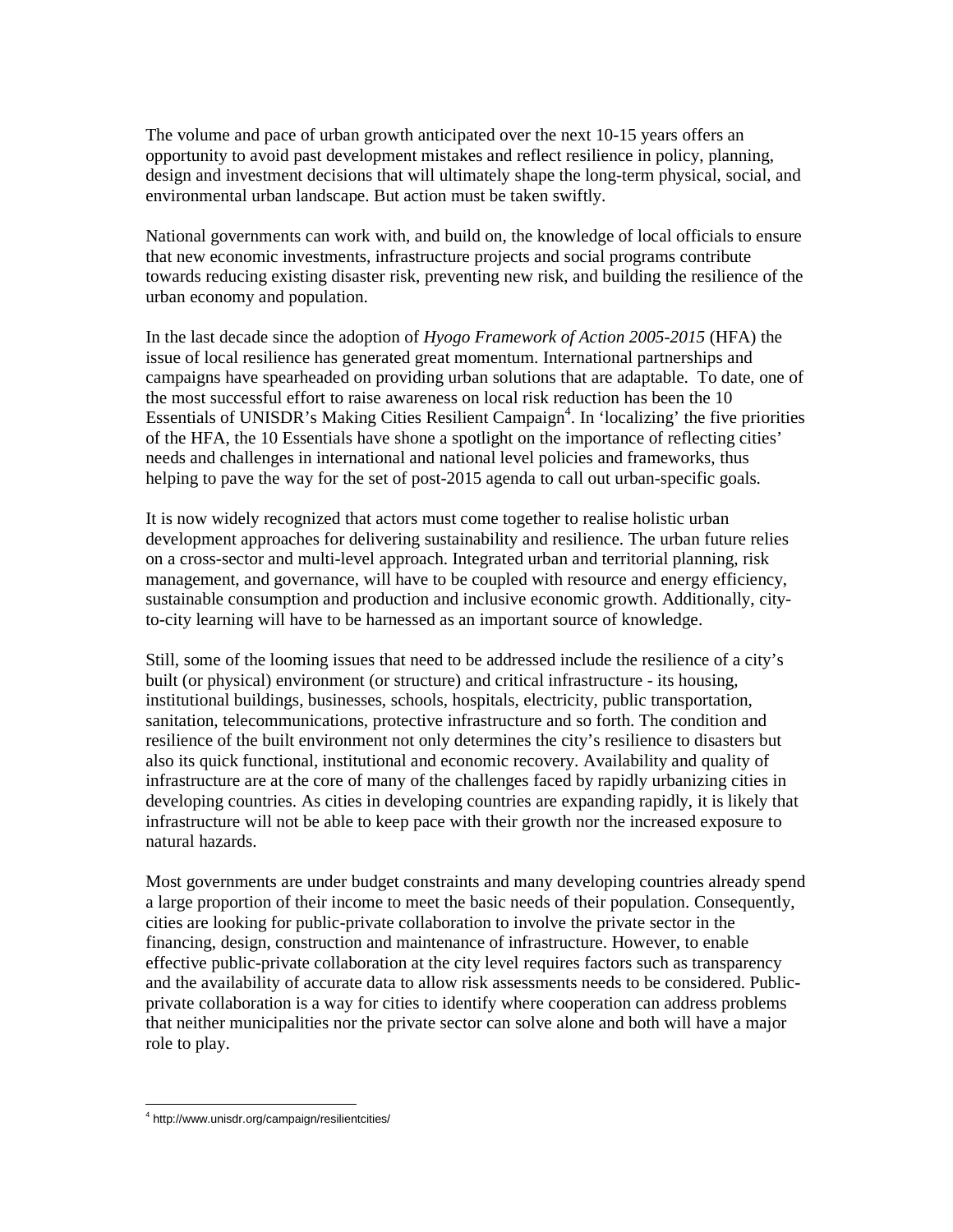The volume and pace of urban growth anticipated over the next 10-15 years offers an opportunity to avoid past development mistakes and reflect resilience in policy, planning, design and investment decisions that will ultimately shape the long-term physical, social, and environmental urban landscape. But action must be taken swiftly.

National governments can work with, and build on, the knowledge of local officials to ensure that new economic investments, infrastructure projects and social programs contribute towards reducing existing disaster risk, preventing new risk, and building the resilience of the urban economy and population.

In the last decade since the adoption of *Hyogo Framework of Action 2005-2015* (HFA) the issue of local resilience has generated great momentum. International partnerships and campaigns have spearheaded on providing urban solutions that are adaptable. To date, one of the most successful effort to raise awareness on local risk reduction has been the 10 Essentials of UNISDR's Making Cities Resilient Campaign[4]. In 'localizing' the five priorities of the HFA, the 10 Essentials have shone a spotlight on the importance of reflecting cities' needs and challenges in international and national level policies and frameworks, thus helping to pave the way for the set of post-2015 agenda to call out urban-specific goals.

It is now widely recognized that actors must come together to realise holistic urban development approaches for delivering sustainability and resilience. The urban future relies on a cross-sector and multi-level approach. Integrated urban and territorial planning, risk management, and governance, will have to be coupled with resource and energy efficiency, sustainable consumption and production and inclusive economic growth. Additionally, city-to-city learning will have to be harnessed as an important source of knowledge.

Still, some of the looming issues that need to be addressed include the resilience of a city's built (or physical) environment (or structure) and critical infrastructure - its housing, institutional buildings, businesses, schools, hospitals, electricity, public transportation, sanitation, telecommunications, protective infrastructure and so forth. The condition and resilience of the built environment not only determines the city's resilience to disasters but also its quick functional, institutional and economic recovery. Availability and quality of infrastructure are at the core of many of the challenges faced by rapidly urbanizing cities in developing countries. As cities in developing countries are expanding rapidly, it is likely that infrastructure will not be able to keep pace with their growth nor the increased exposure to natural hazards.

Most governments are under budget constraints and many developing countries already spend a large proportion of their income to meet the basic needs of their population. Consequently, cities are looking for public-private collaboration to involve the private sector in the financing, design, construction and maintenance of infrastructure. However, to enable effective public-private collaboration at the city level requires factors such as transparency and the availability of accurate data to allow risk assessments needs to be considered. Public-private collaboration is a way for cities to identify where cooperation can address problems that neither municipalities nor the private sector can solve alone and both will have a major role to play.

---

[4] http://www.unisdr.org/campaign/resilientcities/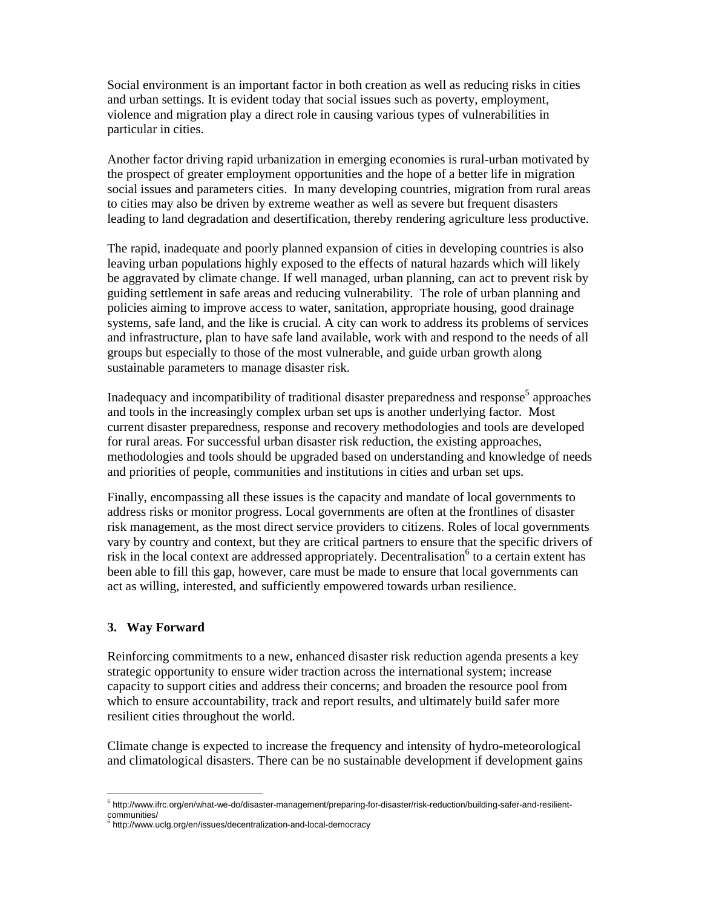Social environment is an important factor in both creation as well as reducing risks in cities and urban settings. It is evident today that social issues such as poverty, employment, violence and migration play a direct role in causing various types of vulnerabilities in particular in cities.

Another factor driving rapid urbanization in emerging economies is rural-urban motivated by the prospect of greater employment opportunities and the hope of a better life in migration social issues and parameters cities. In many developing countries, migration from rural areas to cities may also be driven by extreme weather as well as severe but frequent disasters leading to land degradation and desertification, thereby rendering agriculture less productive.

The rapid, inadequate and poorly planned expansion of cities in developing countries is also leaving urban populations highly exposed to the effects of natural hazards which will likely be aggravated by climate change. If well managed, urban planning, can act to prevent risk by guiding settlement in safe areas and reducing vulnerability. The role of urban planning and policies aiming to improve access to water, sanitation, appropriate housing, good drainage systems, safe land, and the like is crucial. A city can work to address its problems of services and infrastructure, plan to have safe land available, work with and respond to the needs of all groups but especially to those of the most vulnerable, and guide urban growth along sustainable parameters to manage disaster risk.

Inadequacy and incompatibility of traditional disaster preparedness and response[5] approaches and tools in the increasingly complex urban set ups is another underlying factor. Most current disaster preparedness, response and recovery methodologies and tools are developed for rural areas. For successful urban disaster risk reduction, the existing approaches, methodologies and tools should be upgraded based on understanding and knowledge of needs and priorities of people, communities and institutions in cities and urban set ups.

Finally, encompassing all these issues is the capacity and mandate of local governments to address risks or monitor progress. Local governments are often at the frontlines of disaster risk management, as the most direct service providers to citizens. Roles of local governments vary by country and context, but they are critical partners to ensure that the specific drivers of risk in the local context are addressed appropriately. Decentralisation[6] to a certain extent has been able to fill this gap, however, care must be made to ensure that local governments can act as willing, interested, and sufficiently empowered towards urban resilience.

## 3. Way Forward

Reinforcing commitments to a new, enhanced disaster risk reduction agenda presents a key strategic opportunity to ensure wider traction across the international system; increase capacity to support cities and address their concerns; and broaden the resource pool from which to ensure accountability, track and report results, and ultimately build safer more resilient cities throughout the world.

Climate change is expected to increase the frequency and intensity of hydro-meteorological and climatological disasters. There can be no sustainable development if development gains

---

[5] http://www.ifrc.org/en/what-we-do/disaster-management/preparing-for-disaster/risk-reduction/building-safer-and-resilient-communities/

[6] http://www.uclg.org/en/issues/decentralization-and-local-democracy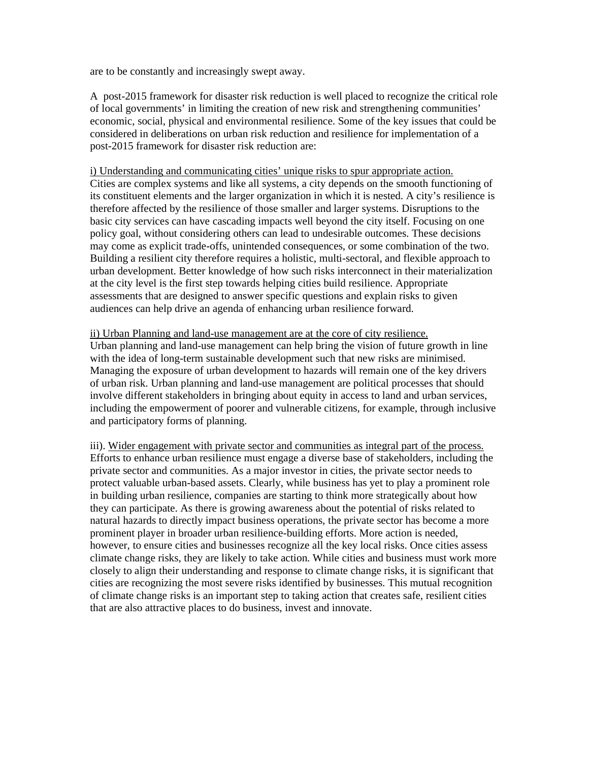are to be constantly and increasingly swept away.

A post-2015 framework for disaster risk reduction is well placed to recognize the critical role of local governments' in limiting the creation of new risk and strengthening communities' economic, social, physical and environmental resilience. Some of the key issues that could be considered in deliberations on urban risk reduction and resilience for implementation of a post-2015 framework for disaster risk reduction are:

i) Understanding and communicating cities' unique risks to spur appropriate action.
Cities are complex systems and like all systems, a city depends on the smooth functioning of its constituent elements and the larger organization in which it is nested. A city's resilience is therefore affected by the resilience of those smaller and larger systems. Disruptions to the basic city services can have cascading impacts well beyond the city itself. Focusing on one policy goal, without considering others can lead to undesirable outcomes. These decisions may come as explicit trade-offs, unintended consequences, or some combination of the two. Building a resilient city therefore requires a holistic, multi-sectoral, and flexible approach to urban development. Better knowledge of how such risks interconnect in their materialization at the city level is the first step towards helping cities build resilience. Appropriate assessments that are designed to answer specific questions and explain risks to given audiences can help drive an agenda of enhancing urban resilience forward.

ii) Urban Planning and land-use management are at the core of city resilience.
Urban planning and land-use management can help bring the vision of future growth in line with the idea of long-term sustainable development such that new risks are minimised. Managing the exposure of urban development to hazards will remain one of the key drivers of urban risk. Urban planning and land-use management are political processes that should involve different stakeholders in bringing about equity in access to land and urban services, including the empowerment of poorer and vulnerable citizens, for example, through inclusive and participatory forms of planning.

iii). Wider engagement with private sector and communities as integral part of the process.
Efforts to enhance urban resilience must engage a diverse base of stakeholders, including the private sector and communities. As a major investor in cities, the private sector needs to protect valuable urban-based assets. Clearly, while business has yet to play a prominent role in building urban resilience, companies are starting to think more strategically about how they can participate. As there is growing awareness about the potential of risks related to natural hazards to directly impact business operations, the private sector has become a more prominent player in broader urban resilience-building efforts. More action is needed, however, to ensure cities and businesses recognize all the key local risks. Once cities assess climate change risks, they are likely to take action. While cities and business must work more closely to align their understanding and response to climate change risks, it is significant that cities are recognizing the most severe risks identified by businesses. This mutual recognition of climate change risks is an important step to taking action that creates safe, resilient cities that are also attractive places to do business, invest and innovate.